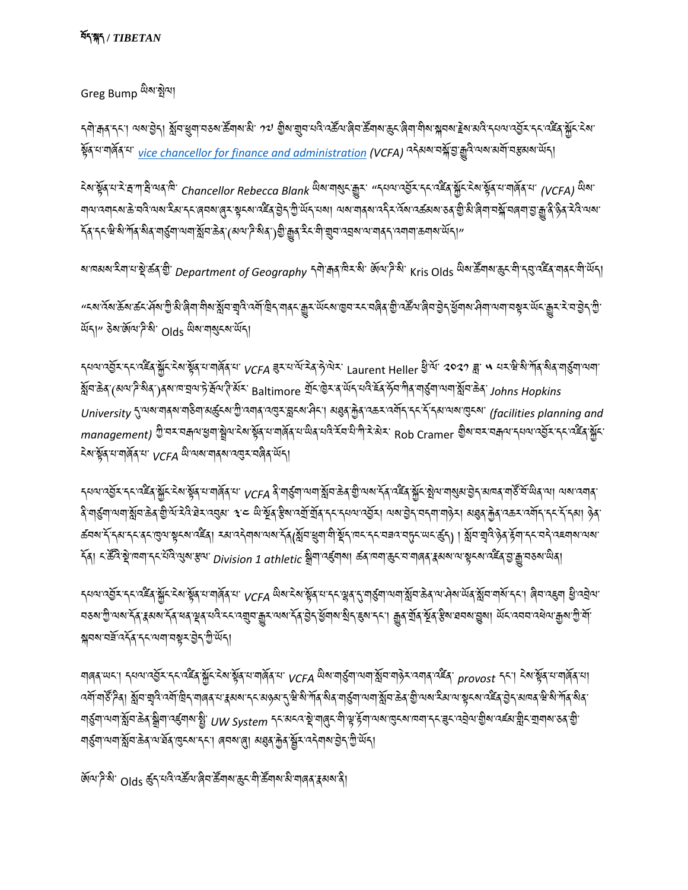# བོད་སྐད / TIBETAN

Greg Bump ཡིས་སྤེལ།

དགེ་རྒན་དང་། ལས་བྱེད། སློབ་ཕྲུག་བཅས་ཚོགས་མི་ ༡༥ ཡིས་གྲུབ་པའི་འཚོལ་ཞིབ་ཚོགས་ཆུང་ཞིག་གིས་སྐབས་རྗེས་མའི་དཔལ་འབྱོར་དང་འཛིན་སྐྱོང་རིམ་སྟོན་པ་གཞོན་པ་ *vice chancellor for finance and administration (VCFA)* འདེམས་བསྐོ་བྱ་རྒྱུའི་ལས་མགོ་བཙུགས་ཡོད།

རིམ་སྟོན་པ་རེ་བྷ་ཀ་བྷེ་ལན་ཁི་ *Chancellor Rebecca Blank* ཡིས་གསུངས་རྒྱུར་ "དཔལ་འབྱོར་དང་འཛིན་སྐྱོང་རིམ་སྟོན་པ་གཞོན་པ་ *(VCFA)* ཡིས་གལ་འགངས་ཆེ་བའི་ལས་རིམ་དང་ཞབས་ཞུར་སྣང་བས་འཛིན་བྱེད་ཀྱི་ཡོད་པས། ལས་གནས་འདིར་འོས་འཚམས་ཅན་གྱི་མི་ཞིག་བསྐོ་བཞག་བྱ་རྒྱུ་ནི་ཉིན་རེའི་ལས་དོན་དང་ཝི་སི་ཀོན་སིན་གཙུག་ལག་སློབ་ཆེན་ (མལ་ཌི་སིན་) གྱི་རྒྱུན་རིང་གི་གྲུབ་འབྲས་ལ་གནད་འགག་ཆགས་ཡོད།"

ས་ཁམས་རིག་པ་སྡེ་ཚན་གྱི་ *Department of Geography* དགེ་རྒན་ཁེར་སི་ ཨོལ་ཌི་སི་ Kris Olds ཡིས་ཚོགས་ཆུང་གི་དབུ་འཛིན་གནང་གི་ཡོད།

"ངས་འོས་ཚོས་ཚང་ཨོས་ཀྱི་མི་ཞིག་གིས་སློབ་གྲྭའི་འགོ་ཁྲིད་གནང་རྒྱུར་ཡོངས་ཁྱབ་རང་བཞིན་གྱི་འཚོལ་ཞིབ་བྱེད་ཕྱོགས་ཤིག་ལག་བསྟར་ཡོང་རྒྱུར་རེ་བ་བྱེད་ཀྱི་ཡོད།" ཅེས་ཨོལ་ཌི་སི་ Olds ཡིས་གསུངས་ཡོད།

དཔལ་འབྱོར་དང་འཛིན་སྐྱོང་རིམ་སྟོན་པ་གཞོན་པ་ *VCFA* ཟུར་པ་ལོ་རེན་ཧེ་ལེར་ Laurent Heller ཕྱི་ལོ་ ༢༠༢༡ ཟླ་ ༥ པར་ཝི་སི་ཀོན་སིན་གཙུག་ལག་སློབ་ཆེན་ (མལ་ཌི་སིན་) ནས་ཁ་གྲལ་ཏེ་བོལ་ཊི་མོར་ Baltimore གྲོང་ཁྱེར་ན་ཡོད་པའི་ཇོན་ཧོབ་ཀིན་གཙུག་ལག་སློབ་ཆེན་ *Johns Hopkins University* དུ་ལས་གནས་གཅིག་མཚུངས་ཀྱི་འགན་འཁུར་བླངས་ཤིང་། མཐུན་རྐྱེན་འཆར་འགོད་དང་དོ་དམ་ལས་ཁུངས་ *(facilities planning and management)* ཀྱི་བར་བརྒྱལ་ཕྲུག་སྤྱིལ་རིམ་སྟོན་པ་གཞོན་པ་ཡིན་པའི་རོབ་ཁི་རེ་མེར་ Rob Cramer གྱིས་བར་བརྒྱལ་དཔལ་འབྱོར་དང་འཛིན་སྐྱོང་རིམ་སྟོན་པ་གཞོན་པ་ *VCFA* ཡི་ལས་གནས་འཁུར་བཞིན་ཡོད།

དཔལ་འབྱོར་དང་འཛིན་སྐྱོང་རིམ་སྟོན་པ་གཞོན་པ་ *VCFA* ནི་གཙུག་ལག་སློབ་ཆེན་གྱི་ལས་དོན་འཛིན་སྐྱོང་སྤེལ་གསུམ་བྱེད་མཁན་གཙོ་བོ་ཡིན་ལ། ལས་འགན་ནི་གཙུག་ལག་སློབ་ཆེན་གྱི་ལོ་རེའི་ཕེར་འབབ་ ༣.༥ ཡི་སྒོར་ཏིས་འགྲོ་སྒྲོན་དང་དཔལ་འབྱོར། ལས་བྱེད་བདག་གཉེར། མཐུན་རྐྱེན་འཆར་འགོད་དང་དོ་དམ། ཉེན་ཚབས་དོ་དམ་དང་ནང་ཁུལ་སྣང་འཛིན། རྣམ་འདྲེན་ལས་དོན(སློབ་ཕྲུག་གི་སྡོད་ཁང་དང་བཟའ་བཏུང་ཡང་ཚུད) ། སློབ་གྲྭའི་ཉེན་རྟོག་དང་བདེ་འཇགས་ལས་དོན། ཙ་ཆོའི་སྡེ་ཁག་དང་པོའི་ལུས་རྩལ་ *Division 1 athletic* སྒྲིག་འཛུགས། ཚན་ཁག་ཆུང་བ་གཞན་རྣམས་ལ་སྣང་འཛིན་བྱ་རྒྱུ་བཅས་ཡིན།

དཔལ་འབྱོར་དང་འཛིན་སྐྱོང་རིམ་སྟོན་པ་གཞོན་པ་ *VCFA* ཡིས་རིམ་སྟོན་པ་དང་ལྷན་དུ་གཙུག་ལག་སློབ་ཆེན་ལ་ཤེས་ཡོན་སློབ་གསོ་དང་། ཞིབ་འཇུག ཕྱི་འབྲེལ་བཅས་ཀྱི་ལས་དོན་རྣམས་དོན་པར་ལྡན་པའི་དང་འགྲུབ་རྒྱུར་ལས་དོན་བྱེད་ཕྱོགས་སྲིད་ཇུས་དང་། རྒྱུན་གཏོང་སྟོན་རྩིས་ཐབས་ཇུས། ཡོང་འབབ་འཕེལ་རྒྱུས་ཀྱི་གོ་སྐབས་བཙལ་འདོན་དང་ལག་བསྟར་བྱེད་ཀྱི་ཡོད།

གཞན་ཡང་། དཔལ་འབྱོར་དང་འཛིན་སྐྱོང་རིམ་སྟོན་པ་གཞོན་པ་ *VCFA* ཡིས་གཙུག་ལག་སློབ་གཉེར་འགན་འཛིན་ *provost* དང་། རིམ་སྟོན་པ་གཞོན་པ། འགོ་གཙོ་ཉིད། སློབ་གྲྭའི་འགོ་ཁྲིད་གཞན་པ་རྣམས་དང་མཉམ་དུ་ཝི་སི་ཀོན་སིན་གཙུག་ལག་སློབ་ཆེན་གྱི་ལས་རིམ་ལ་སྣང་འཛིན་བྱེད་མཁན་ཝི་སི་ཀོན་སིན་གཙུག་ལག་སློབ་ཆེན་སྒྲིག་འཛུགས་སྤྱི་ *UW System* དང་མངའ་སྡེ་གཞུང་གི་ལྷ་རྫོག་ལས་ཁུངས་ཁག་དང་ཟུང་འབྲེལ་གྱིས་འཛམ་གླིང་གྲགས་ཅན་གྱི་གཙུག་ལག་སློབ་ཆེན་ལ་ཁ་ཕོན་ཁུངས་དང་། ཞབས་ཞུ། མཐུན་རྐྱེན་སྐྱོར་འདེགས་བྱེད་ཀྱི་ཡོད།

ཨོལ་ཌི་སི་ Olds ཚུད་པའི་འཚོལ་ཞིབ་ཚོགས་ཆུང་གི་ཚོགས་མི་གཞན་རྣམས་ནི།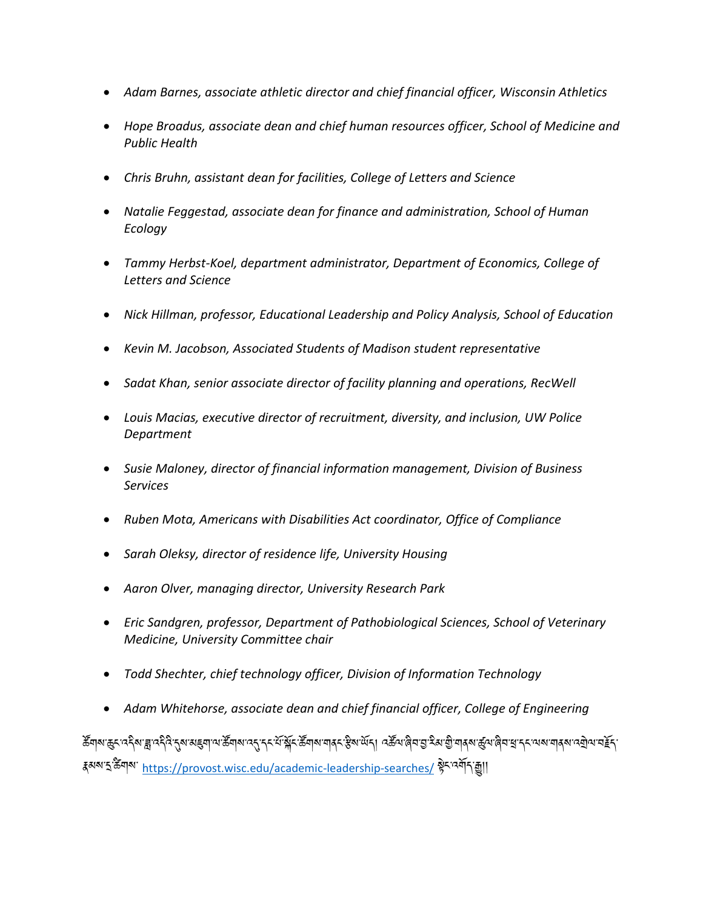- *Adam Barnes, associate athletic director and chief financial officer, Wisconsin Athletics*
- *Hope Broadus, associate dean and chief human resources officer, School of Medicine and Public Health*
- *Chris Bruhn, assistant dean for facilities, College of Letters and Science*
- *Natalie Feggestad, associate dean for finance and administration, School of Human Ecology*
- *Tammy Herbst-Koel, department administrator, Department of Economics, College of Letters and Science*
- *Nick Hillman, professor, Educational Leadership and Policy Analysis, School of Education*
- *Kevin M. Jacobson, Associated Students of Madison student representative*
- *Sadat Khan, senior associate director of facility planning and operations, RecWell*
- *Louis Macias, executive director of recruitment, diversity, and inclusion, UW Police Department*
- *Susie Maloney, director of financial information management, Division of Business Services*
- *Ruben Mota, Americans with Disabilities Act coordinator, Office of Compliance*
- *Sarah Oleksy, director of residence life, University Housing*
- *Aaron Olver, managing director, University Research Park*
- *Eric Sandgren, professor, Department of Pathobiological Sciences, School of Veterinary Medicine, University Committee chair*
- *Todd Shechter, chief technology officer, Division of Information Technology*
- *Adam Whitehorse, associate dean and chief financial officer, College of Engineering*

ཚོགས་ཆུང་འདིས་ཟླ་འདིའི་དུས་མཇུག་ལ་ཚོགས་འདུ་དང་པོ་སྐོང་ཚོགས་གནང་རྒྱུ་ཡོད། འཚོལ་ཞིབ་བྱ་རིམ་གྱི་གནས་ཚུལ་ཞིབ་ཕྲ་དང་ལས་གནས་འགྲེལ་བརྗོད་རྣམས་ནི་ཚོགས་ https://provost.wisc.edu/academic-leadership-searches/ སྟེང་འགོད་རྒྱུ།